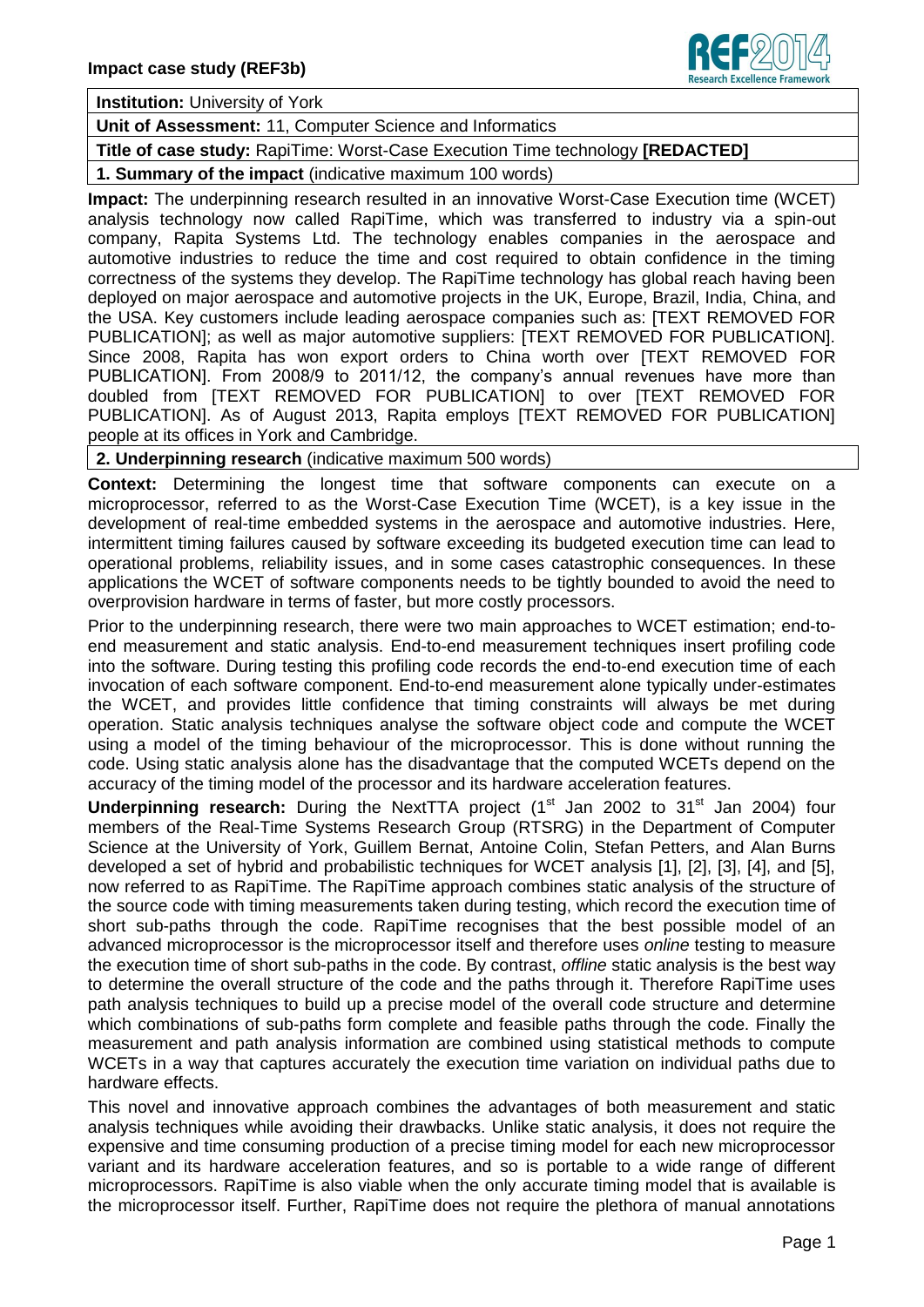**Impact case study (REF3b)**

**Institution:** University of York

**Unit of Assessment:** 11, Computer Science and Informatics

**Title of case study:** RapiTime: Worst-Case Execution Time technology **[REDACTED]**

**1. Summary of the impact** (indicative maximum 100 words)

**Impact:** The underpinning research resulted in an innovative Worst-Case Execution time (WCET) analysis technology now called RapiTime, which was transferred to industry via a spin-out company, Rapita Systems Ltd. The technology enables companies in the aerospace and automotive industries to reduce the time and cost required to obtain confidence in the timing correctness of the systems they develop. The RapiTime technology has global reach having been deployed on major aerospace and automotive projects in the UK, Europe, Brazil, India, China, and the USA. Key customers include leading aerospace companies such as: [TEXT REMOVED FOR PUBLICATION]; as well as major automotive suppliers: [TEXT REMOVED FOR PUBLICATION]. Since 2008, Rapita has won export orders to China worth over [TEXT REMOVED FOR PUBLICATION]. From 2008/9 to 2011/12, the company's annual revenues have more than doubled from [TEXT REMOVED FOR PUBLICATION] to over [TEXT REMOVED FOR PUBLICATION]. As of August 2013, Rapita employs [TEXT REMOVED FOR PUBLICATION] people at its offices in York and Cambridge.

**2. Underpinning research** (indicative maximum 500 words)

**Context:** Determining the longest time that software components can execute on a microprocessor, referred to as the Worst-Case Execution Time (WCET), is a key issue in the development of real-time embedded systems in the aerospace and automotive industries. Here, intermittent timing failures caused by software exceeding its budgeted execution time can lead to operational problems, reliability issues, and in some cases catastrophic consequences. In these applications the WCET of software components needs to be tightly bounded to avoid the need to overprovision hardware in terms of faster, but more costly processors.

Prior to the underpinning research, there were two main approaches to WCET estimation; end-to-end measurement and static analysis. End-to-end measurement techniques insert profiling code into the software. During testing this profiling code records the end-to-end execution time of each invocation of each software component. End-to-end measurement alone typically under-estimates the WCET, and provides little confidence that timing constraints will always be met during operation. Static analysis techniques analyse the software object code and compute the WCET using a model of the timing behaviour of the microprocessor. This is done without running the code. Using static analysis alone has the disadvantage that the computed WCETs depend on the accuracy of the timing model of the processor and its hardware acceleration features.

**Underpinning research:** During the NextTTA project (1st Jan 2002 to 31st Jan 2004) four members of the Real-Time Systems Research Group (RTSRG) in the Department of Computer Science at the University of York, Guillem Bernat, Antoine Colin, Stefan Petters, and Alan Burns developed a set of hybrid and probabilistic techniques for WCET analysis [1], [2], [3], [4], and [5], now referred to as RapiTime. The RapiTime approach combines static analysis of the structure of the source code with timing measurements taken during testing, which record the execution time of short sub-paths through the code. RapiTime recognises that the best possible model of an advanced microprocessor is the microprocessor itself and therefore uses *online* testing to measure the execution time of short sub-paths in the code. By contrast, *offline* static analysis is the best way to determine the overall structure of the code and the paths through it. Therefore RapiTime uses path analysis techniques to build up a precise model of the overall code structure and determine which combinations of sub-paths form complete and feasible paths through the code. Finally the measurement and path analysis information are combined using statistical methods to compute WCETs in a way that captures accurately the execution time variation on individual paths due to hardware effects.

This novel and innovative approach combines the advantages of both measurement and static analysis techniques while avoiding their drawbacks. Unlike static analysis, it does not require the expensive and time consuming production of a precise timing model for each new microprocessor variant and its hardware acceleration features, and so is portable to a wide range of different microprocessors. RapiTime is also viable when the only accurate timing model that is available is the microprocessor itself. Further, RapiTime does not require the plethora of manual annotations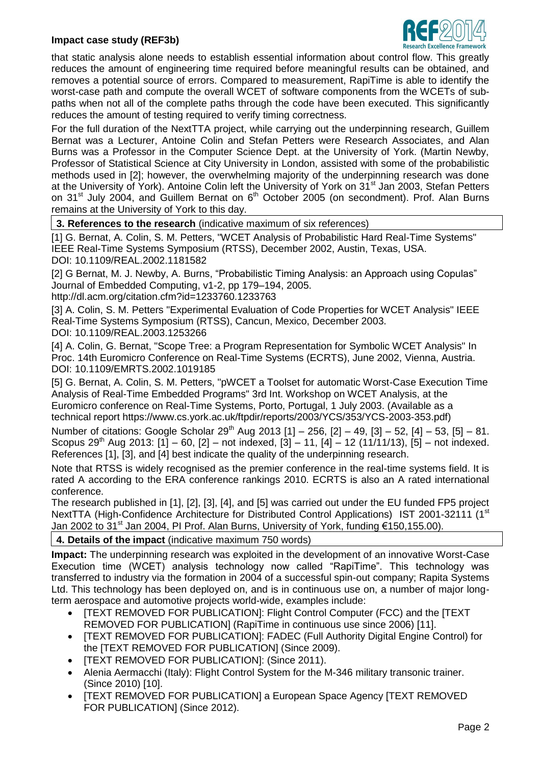that static analysis alone needs to establish essential information about control flow. This greatly reduces the amount of engineering time required before meaningful results can be obtained, and removes a potential source of errors. Compared to measurement, RapiTime is able to identify the worst-case path and compute the overall WCET of software components from the WCETs of sub-paths when not all of the complete paths through the code have been executed. This significantly reduces the amount of testing required to verify timing correctness.

For the full duration of the NextTTA project, while carrying out the underpinning research, Guillem Bernat was a Lecturer, Antoine Colin and Stefan Petters were Research Associates, and Alan Burns was a Professor in the Computer Science Dept. at the University of York. (Martin Newby, Professor of Statistical Science at City University in London, assisted with some of the probabilistic methods used in [2]; however, the overwhelming majority of the underpinning research was done at the University of York). Antoine Colin left the University of York on 31st Jan 2003, Stefan Petters on 31st July 2004, and Guillem Bernat on 6th October 2005 (on secondment). Prof. Alan Burns remains at the University of York to this day.

## 3. References to the research (indicative maximum of six references)

[1] G. Bernat, A. Colin, S. M. Petters, "WCET Analysis of Probabilistic Hard Real-Time Systems" IEEE Real-Time Systems Symposium (RTSS), December 2002, Austin, Texas, USA. DOI: 10.1109/REAL.2002.1181582

[2] G Bernat, M. J. Newby, A. Burns, "Probabilistic Timing Analysis: an Approach using Copulas" Journal of Embedded Computing, v1-2, pp 179–194, 2005. http://dl.acm.org/citation.cfm?id=1233760.1233763

[3] A. Colin, S. M. Petters "Experimental Evaluation of Code Properties for WCET Analysis" IEEE Real-Time Systems Symposium (RTSS), Cancun, Mexico, December 2003. DOI: 10.1109/REAL.2003.1253266

[4] A. Colin, G. Bernat, "Scope Tree: a Program Representation for Symbolic WCET Analysis" In Proc. 14th Euromicro Conference on Real-Time Systems (ECRTS), June 2002, Vienna, Austria. DOI: 10.1109/EMRTS.2002.1019185

[5] G. Bernat, A. Colin, S. M. Petters, "pWCET a Toolset for automatic Worst-Case Execution Time Analysis of Real-Time Embedded Programs" 3rd Int. Workshop on WCET Analysis, at the Euromicro conference on Real-Time Systems, Porto, Portugal, 1 July 2003. (Available as a technical report https://www.cs.york.ac.uk/ftpdir/reports/2003/YCS/353/YCS-2003-353.pdf)

Number of citations: Google Scholar 29th Aug 2013 [1] – 256, [2] – 49, [3] – 52, [4] – 53, [5] – 81. Scopus 29th Aug 2013: [1] – 60, [2] – not indexed, [3] – 11, [4] – 12 (11/11/13), [5] – not indexed. References [1], [3], and [4] best indicate the quality of the underpinning research.

Note that RTSS is widely recognised as the premier conference in the real-time systems field. It is rated A according to the ERA conference rankings 2010. ECRTS is also an A rated international conference.

The research published in [1], [2], [3], [4], and [5] was carried out under the EU funded FP5 project NextTTA (High-Confidence Architecture for Distributed Control Applications) IST 2001-32111 (1st Jan 2002 to 31st Jan 2004, PI Prof. Alan Burns, University of York, funding €150,155.00).

## 4. Details of the impact (indicative maximum 750 words)

**Impact:** The underpinning research was exploited in the development of an innovative Worst-Case Execution time (WCET) analysis technology now called "RapiTime". This technology was transferred to industry via the formation in 2004 of a successful spin-out company; Rapita Systems Ltd. This technology has been deployed on, and is in continuous use on, a number of major long-term aerospace and automotive projects world-wide, examples include:

- [TEXT REMOVED FOR PUBLICATION]: Flight Control Computer (FCC) and the [TEXT REMOVED FOR PUBLICATION] (RapiTime in continuous use since 2006) [11].
- [TEXT REMOVED FOR PUBLICATION]: FADEC (Full Authority Digital Engine Control) for the [TEXT REMOVED FOR PUBLICATION] (Since 2009).
- [TEXT REMOVED FOR PUBLICATION]: (Since 2011).
- Alenia Aermacchi (Italy): Flight Control System for the M-346 military transonic trainer. (Since 2010) [10].
- [TEXT REMOVED FOR PUBLICATION] a European Space Agency [TEXT REMOVED FOR PUBLICATION] (Since 2012).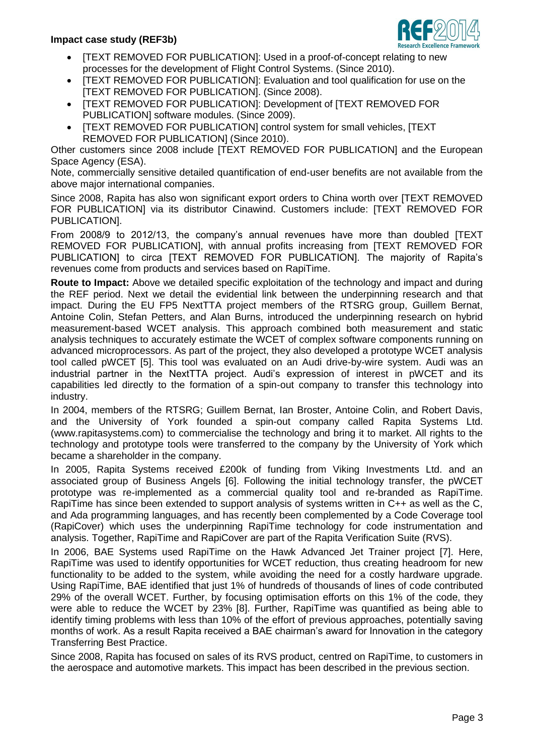- [TEXT REMOVED FOR PUBLICATION]: Used in a proof-of-concept relating to new processes for the development of Flight Control Systems. (Since 2010).
- [TEXT REMOVED FOR PUBLICATION]: Evaluation and tool qualification for use on the [TEXT REMOVED FOR PUBLICATION]. (Since 2008).
- [TEXT REMOVED FOR PUBLICATION]: Development of [TEXT REMOVED FOR PUBLICATION] software modules. (Since 2009).
- [TEXT REMOVED FOR PUBLICATION] control system for small vehicles, [TEXT REMOVED FOR PUBLICATION] (Since 2010).

Other customers since 2008 include [TEXT REMOVED FOR PUBLICATION] and the European Space Agency (ESA).

Note, commercially sensitive detailed quantification of end-user benefits are not available from the above major international companies.

Since 2008, Rapita has also won significant export orders to China worth over [TEXT REMOVED FOR PUBLICATION] via its distributor Cinawind. Customers include: [TEXT REMOVED FOR PUBLICATION].

From 2008/9 to 2012/13, the company's annual revenues have more than doubled [TEXT REMOVED FOR PUBLICATION], with annual profits increasing from [TEXT REMOVED FOR PUBLICATION] to circa [TEXT REMOVED FOR PUBLICATION]. The majority of Rapita's revenues come from products and services based on RapiTime.

**Route to Impact:** Above we detailed specific exploitation of the technology and impact and during the REF period. Next we detail the evidential link between the underpinning research and that impact. During the EU FP5 NextTTA project members of the RTSRG group, Guillem Bernat, Antoine Colin, Stefan Petters, and Alan Burns, introduced the underpinning research on hybrid measurement-based WCET analysis. This approach combined both measurement and static analysis techniques to accurately estimate the WCET of complex software components running on advanced microprocessors. As part of the project, they also developed a prototype WCET analysis tool called pWCET [5]. This tool was evaluated on an Audi drive-by-wire system. Audi was an industrial partner in the NextTTA project. Audi's expression of interest in pWCET and its capabilities led directly to the formation of a spin-out company to transfer this technology into industry.

In 2004, members of the RTSRG; Guillem Bernat, Ian Broster, Antoine Colin, and Robert Davis, and the University of York founded a spin-out company called Rapita Systems Ltd. (www.rapitasystems.com) to commercialise the technology and bring it to market. All rights to the technology and prototype tools were transferred to the company by the University of York which became a shareholder in the company.

In 2005, Rapita Systems received £200k of funding from Viking Investments Ltd. and an associated group of Business Angels [6]. Following the initial technology transfer, the pWCET prototype was re-implemented as a commercial quality tool and re-branded as RapiTime. RapiTime has since been extended to support analysis of systems written in C++ as well as the C, and Ada programming languages, and has recently been complemented by a Code Coverage tool (RapiCover) which uses the underpinning RapiTime technology for code instrumentation and analysis. Together, RapiTime and RapiCover are part of the Rapita Verification Suite (RVS).

In 2006, BAE Systems used RapiTime on the Hawk Advanced Jet Trainer project [7]. Here, RapiTime was used to identify opportunities for WCET reduction, thus creating headroom for new functionality to be added to the system, while avoiding the need for a costly hardware upgrade. Using RapiTime, BAE identified that just 1% of hundreds of thousands of lines of code contributed 29% of the overall WCET. Further, by focusing optimisation efforts on this 1% of the code, they were able to reduce the WCET by 23% [8]. Further, RapiTime was quantified as being able to identify timing problems with less than 10% of the effort of previous approaches, potentially saving months of work. As a result Rapita received a BAE chairman's award for Innovation in the category Transferring Best Practice.

Since 2008, Rapita has focused on sales of its RVS product, centred on RapiTime, to customers in the aerospace and automotive markets. This impact has been described in the previous section.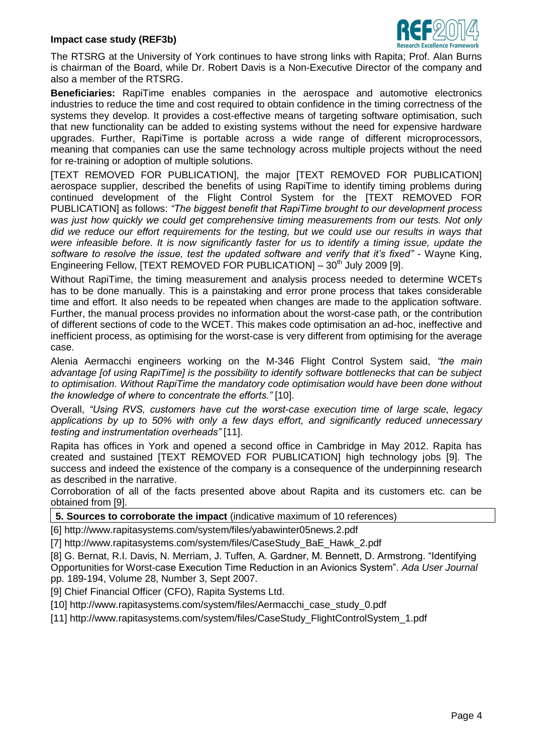The RTSRG at the University of York continues to have strong links with Rapita; Prof. Alan Burns is chairman of the Board, while Dr. Robert Davis is a Non-Executive Director of the company and also a member of the RTSRG.

**Beneficiaries:** RapiTime enables companies in the aerospace and automotive electronics industries to reduce the time and cost required to obtain confidence in the timing correctness of the systems they develop. It provides a cost-effective means of targeting software optimisation, such that new functionality can be added to existing systems without the need for expensive hardware upgrades. Further, RapiTime is portable across a wide range of different microprocessors, meaning that companies can use the same technology across multiple projects without the need for re-training or adoption of multiple solutions.

[TEXT REMOVED FOR PUBLICATION], the major [TEXT REMOVED FOR PUBLICATION] aerospace supplier, described the benefits of using RapiTime to identify timing problems during continued development of the Flight Control System for the [TEXT REMOVED FOR PUBLICATION] as follows: *"The biggest benefit that RapiTime brought to our development process was just how quickly we could get comprehensive timing measurements from our tests. Not only did we reduce our effort requirements for the testing, but we could use our results in ways that were infeasible before. It is now significantly faster for us to identify a timing issue, update the software to resolve the issue, test the updated software and verify that it's fixed"* - Wayne King, Engineering Fellow, [TEXT REMOVED FOR PUBLICATION] – 30th July 2009 [9].

Without RapiTime, the timing measurement and analysis process needed to determine WCETs has to be done manually. This is a painstaking and error prone process that takes considerable time and effort. It also needs to be repeated when changes are made to the application software. Further, the manual process provides no information about the worst-case path, or the contribution of different sections of code to the WCET. This makes code optimisation an ad-hoc, ineffective and inefficient process, as optimising for the worst-case is very different from optimising for the average case.

Alenia Aermacchi engineers working on the M-346 Flight Control System said, *"the main advantage [of using RapiTime] is the possibility to identify software bottlenecks that can be subject to optimisation. Without RapiTime the mandatory code optimisation would have been done without the knowledge of where to concentrate the efforts."* [10].

Overall, *"Using RVS, customers have cut the worst-case execution time of large scale, legacy applications by up to 50% with only a few days effort, and significantly reduced unnecessary testing and instrumentation overheads"* [11].

Rapita has offices in York and opened a second office in Cambridge in May 2012. Rapita has created and sustained [TEXT REMOVED FOR PUBLICATION] high technology jobs [9]. The success and indeed the existence of the company is a consequence of the underpinning research as described in the narrative.

Corroboration of all of the facts presented above about Rapita and its customers etc. can be obtained from [9].

## 5. Sources to corroborate the impact (indicative maximum of 10 references)

[6] http://www.rapitasystems.com/system/files/yabawinter05news.2.pdf

[7] http://www.rapitasystems.com/system/files/CaseStudy_BaE_Hawk_2.pdf

[8] G. Bernat, R.I. Davis, N. Merriam, J. Tuffen, A. Gardner, M. Bennett, D. Armstrong. "Identifying Opportunities for Worst-case Execution Time Reduction in an Avionics System". *Ada User Journal* pp. 189-194, Volume 28, Number 3, Sept 2007.

[9] Chief Financial Officer (CFO), Rapita Systems Ltd.

[10] http://www.rapitasystems.com/system/files/Aermacchi_case_study_0.pdf

[11] http://www.rapitasystems.com/system/files/CaseStudy_FlightControlSystem_1.pdf